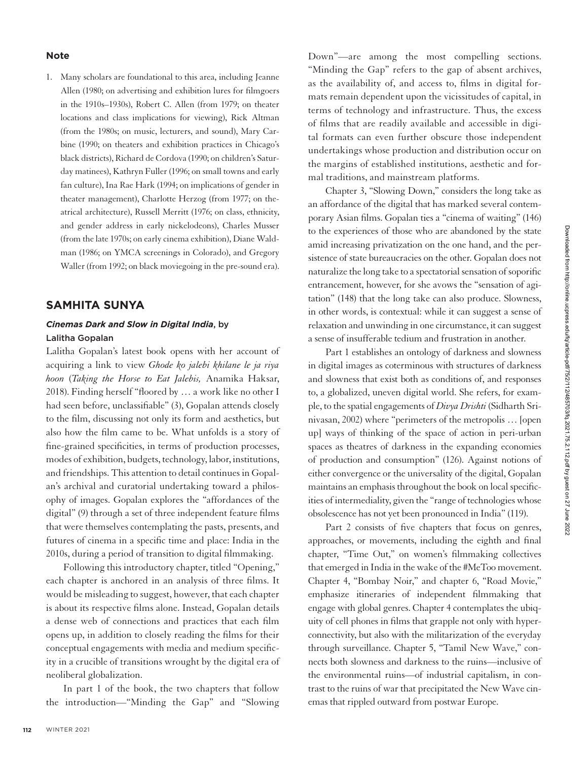## Note

1. Many scholars are foundational to this area, including Jeanne Allen (1980; on advertising and exhibition lures for filmgoers in the 1910s–1930s), Robert C. Allen (from 1979; on theater locations and class implications for viewing), Rick Altman (from the 1980s; on music, lecturers, and sound), Mary Carbine (1990; on theaters and exhibition practices in Chicago's black districts), Richard de Cordova (1990; on children's Saturday matinees), Kathryn Fuller (1996; on small towns and early fan culture), Ina Rae Hark (1994; on implications of gender in theater management), Charlotte Herzog (from 1977; on theatrical architecture), Russell Merritt (1976; on class, ethnicity, and gender address in early nickelodeons), Charles Musser (from the late 1970s; on early cinema exhibition), Diane Waldman (1986; on YMCA screenings in Colorado), and Gregory Waller (from 1992; on black moviegoing in the pre-sound era).

## SAMHITA SUNYA

### *Cinemas Dark and Slow in Digital India*, by Lalitha Gopalan

Lalitha Gopalan's latest book opens with her account of acquiring a link to view *Ghode ko jalebi khilane le ja riya hoon* (*Taking the Horse to Eat Jalebis,* Anamika Haksar, 2018). Finding herself "floored by … a work like no other I had seen before, unclassifiable" (3), Gopalan attends closely to the film, discussing not only its form and aesthetics, but also how the film came to be. What unfolds is a story of fine-grained specificities, in terms of production processes, modes of exhibition, budgets, technology, labor, institutions, and friendships. This attention to detail continues in Gopalan's archival and curatorial undertaking toward a philosophy of images. Gopalan explores the "affordances of the digital" (9) through a set of three independent feature films that were themselves contemplating the pasts, presents, and futures of cinema in a specific time and place: India in the 2010s, during a period of transition to digital filmmaking.

Following this introductory chapter, titled "Opening," each chapter is anchored in an analysis of three films. It would be misleading to suggest, however, that each chapter is about its respective films alone. Instead, Gopalan details a dense web of connections and practices that each film opens up, in addition to closely reading the films for their conceptual engagements with media and medium specificity in a crucible of transitions wrought by the digital era of neoliberal globalization.

In part 1 of the book, the two chapters that follow the introduction—"Minding the Gap" and "Slowing Down"—are among the most compelling sections. "Minding the Gap" refers to the gap of absent archives, as the availability of, and access to, films in digital formats remain dependent upon the vicissitudes of capital, in terms of technology and infrastructure. Thus, the excess of films that are readily available and accessible in digital formats can even further obscure those independent undertakings whose production and distribution occur on the margins of established institutions, aesthetic and formal traditions, and mainstream platforms.

Chapter 3, "Slowing Down," considers the long take as an affordance of the digital that has marked several contemporary Asian films. Gopalan ties a "cinema of waiting" (146) to the experiences of those who are abandoned by the state amid increasing privatization on the one hand, and the persistence of state bureaucracies on the other. Gopalan does not naturalize the long take to a spectatorial sensation of soporific entrancement, however, for she avows the "sensation of agitation" (148) that the long take can also produce. Slowness, in other words, is contextual: while it can suggest a sense of relaxation and unwinding in one circumstance, it can suggest a sense of insufferable tedium and frustration in another.

Part 1 establishes an ontology of darkness and slowness in digital images as coterminous with structures of darkness and slowness that exist both as conditions of, and responses to, a globalized, uneven digital world. She refers, for example, to the spatial engagements of *Divya Drishti* (Sidharth Srinivasan, 2002) where "perimeters of the metropolis … [open up] ways of thinking of the space of action in peri-urban spaces as theatres of darkness in the expanding economies of production and consumption" (126). Against notions of either convergence or the universality of the digital, Gopalan maintains an emphasis throughout the book on local specificities of intermediality, given the "range of technologies whose obsolescence has not yet been pronounced in India" (119).

Part 2 consists of five chapters that focus on genres, approaches, or movements, including the eighth and final chapter, "Time Out," on women's filmmaking collectives that emerged in India in the wake of the #MeToo movement. Chapter 4, "Bombay Noir," and chapter 6, "Road Movie," emphasize itineraries of independent filmmaking that engage with global genres. Chapter 4 contemplates the ubiquity of cell phones in films that grapple not only with hyperconnectivity, but also with the militarization of the everyday through surveillance. Chapter 5, "Tamil New Wave," connects both slowness and darkness to the ruins—inclusive of the environmental ruins—of industrial capitalism, in contrast to the ruins of war that precipitated the New Wave cinemas that rippled outward from postwar Europe.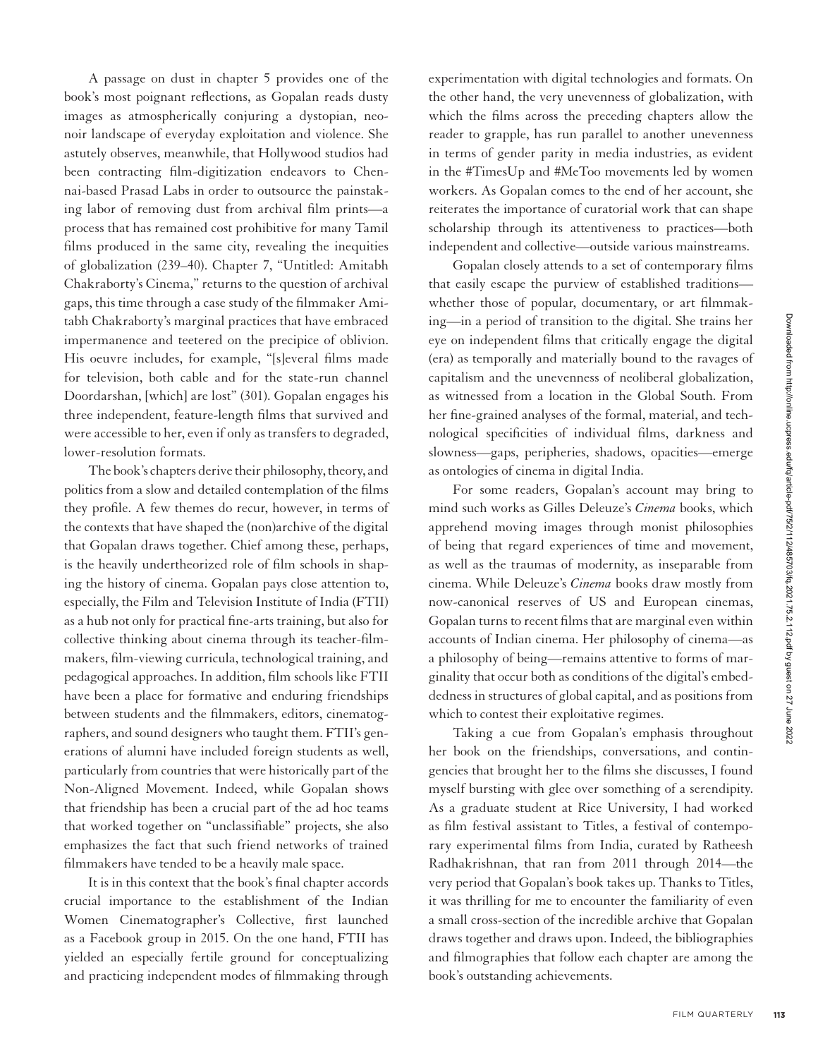A passage on dust in chapter 5 provides one of the book's most poignant reflections, as Gopalan reads dusty images as atmospherically conjuring a dystopian, neo-noir landscape of everyday exploitation and violence. She astutely observes, meanwhile, that Hollywood studios had been contracting film-digitization endeavors to Chennai-based Prasad Labs in order to outsource the painstaking labor of removing dust from archival film prints—a process that has remained cost prohibitive for many Tamil films produced in the same city, revealing the inequities of globalization (239–40). Chapter 7, "Untitled: Amitabh Chakraborty's Cinema," returns to the question of archival gaps, this time through a case study of the filmmaker Amitabh Chakraborty's marginal practices that have embraced impermanence and teetered on the precipice of oblivion. His oeuvre includes, for example, "[s]everal films made for television, both cable and for the state-run channel Doordarshan, [which] are lost" (301). Gopalan engages his three independent, feature-length films that survived and were accessible to her, even if only as transfers to degraded, lower-resolution formats.

The book's chapters derive their philosophy, theory, and politics from a slow and detailed contemplation of the films they profile. A few themes do recur, however, in terms of the contexts that have shaped the (non)archive of the digital that Gopalan draws together. Chief among these, perhaps, is the heavily undertheorized role of film schools in shaping the history of cinema. Gopalan pays close attention to, especially, the Film and Television Institute of India (FTII) as a hub not only for practical fine-arts training, but also for collective thinking about cinema through its teacher-filmmakers, film-viewing curricula, technological training, and pedagogical approaches. In addition, film schools like FTII have been a place for formative and enduring friendships between students and the filmmakers, editors, cinematographers, and sound designers who taught them. FTII's generations of alumni have included foreign students as well, particularly from countries that were historically part of the Non-Aligned Movement. Indeed, while Gopalan shows that friendship has been a crucial part of the ad hoc teams that worked together on "unclassifiable" projects, she also emphasizes the fact that such friend networks of trained filmmakers have tended to be a heavily male space.

It is in this context that the book's final chapter accords crucial importance to the establishment of the Indian Women Cinematographer's Collective, first launched as a Facebook group in 2015. On the one hand, FTII has yielded an especially fertile ground for conceptualizing and practicing independent modes of filmmaking through experimentation with digital technologies and formats. On the other hand, the very unevenness of globalization, with which the films across the preceding chapters allow the reader to grapple, has run parallel to another unevenness in terms of gender parity in media industries, as evident in the #TimesUp and #MeToo movements led by women workers. As Gopalan comes to the end of her account, she reiterates the importance of curatorial work that can shape scholarship through its attentiveness to practices—both independent and collective—outside various mainstreams.

Gopalan closely attends to a set of contemporary films that easily escape the purview of established traditions—whether those of popular, documentary, or art filmmaking—in a period of transition to the digital. She trains her eye on independent films that critically engage the digital (era) as temporally and materially bound to the ravages of capitalism and the unevenness of neoliberal globalization, as witnessed from a location in the Global South. From her fine-grained analyses of the formal, material, and technological specificities of individual films, darkness and slowness—gaps, peripheries, shadows, opacities—emerge as ontologies of cinema in digital India.

For some readers, Gopalan's account may bring to mind such works as Gilles Deleuze's *Cinema* books, which apprehend moving images through monist philosophies of being that regard experiences of time and movement, as well as the traumas of modernity, as inseparable from cinema. While Deleuze's *Cinema* books draw mostly from now-canonical reserves of US and European cinemas, Gopalan turns to recent films that are marginal even within accounts of Indian cinema. Her philosophy of cinema—as a philosophy of being—remains attentive to forms of marginality that occur both as conditions of the digital's embeddedness in structures of global capital, and as positions from which to contest their exploitative regimes.

Taking a cue from Gopalan's emphasis throughout her book on the friendships, conversations, and contingencies that brought her to the films she discusses, I found myself bursting with glee over something of a serendipity. As a graduate student at Rice University, I had worked as film festival assistant to Titles, a festival of contemporary experimental films from India, curated by Ratheesh Radhakrishnan, that ran from 2011 through 2014—the very period that Gopalan's book takes up. Thanks to Titles, it was thrilling for me to encounter the familiarity of even a small cross-section of the incredible archive that Gopalan draws together and draws upon. Indeed, the bibliographies and filmographies that follow each chapter are among the book's outstanding achievements.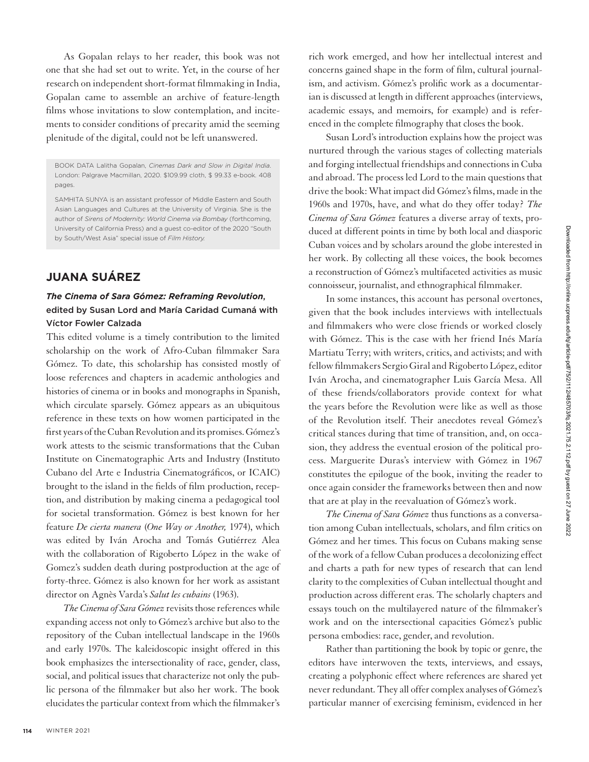As Gopalan relays to her reader, this book was not one that she had set out to write. Yet, in the course of her research on independent short-format filmmaking in India, Gopalan came to assemble an archive of feature-length films whose invitations to slow contemplation, and incitements to consider conditions of precarity amid the seeming plenitude of the digital, could not be left unanswered.

BOOK DATA Lalitha Gopalan, *Cinemas Dark and Slow in Digital India*. London: Palgrave Macmillan, 2020. $109.99 cloth, $ 99.33 e-book. 408 pages.

SAMHITA SUNYA is an assistant professor of Middle Eastern and South Asian Languages and Cultures at the University of Virginia. She is the author of *Sirens of Modernity: World Cinema via Bombay* (forthcoming, University of California Press) and a guest co-editor of the 2020 "South by South/West Asia" special issue of *Film History*.

## JUANA SUÁREZ

### *The Cinema of Sara Gómez: Reframing Revolution*, edited by Susan Lord and María Caridad Cumaná with Víctor Fowler Calzada

This edited volume is a timely contribution to the limited scholarship on the work of Afro-Cuban filmmaker Sara Gómez. To date, this scholarship has consisted mostly of loose references and chapters in academic anthologies and histories of cinema or in books and monographs in Spanish, which circulate sparsely. Gómez appears as an ubiquitous reference in these texts on how women participated in the first years of the Cuban Revolution and its promises. Gómez's work attests to the seismic transformations that the Cuban Institute on Cinematographic Arts and Industry (Instituto Cubano del Arte e Industria Cinematográficos, or ICAIC) brought to the island in the fields of film production, reception, and distribution by making cinema a pedagogical tool for societal transformation. Gómez is best known for her feature *De cierta manera* (*One Way or Another,* 1974), which was edited by Iván Arocha and Tomás Gutiérrez Alea with the collaboration of Rigoberto López in the wake of Gomez's sudden death during postproduction at the age of forty-three. Gómez is also known for her work as assistant director on Agnès Varda's *Salut les cubains* (1963).

*The Cinema of Sara Gómez* revisits those references while expanding access not only to Gómez's archive but also to the repository of the Cuban intellectual landscape in the 1960s and early 1970s. The kaleidoscopic insight offered in this book emphasizes the intersectionality of race, gender, class, social, and political issues that characterize not only the public persona of the filmmaker but also her work. The book elucidates the particular context from which the filmmaker's rich work emerged, and how her intellectual interest and concerns gained shape in the form of film, cultural journalism, and activism. Gómez's prolific work as a documentarian is discussed at length in different approaches (interviews, academic essays, and memoirs, for example) and is referenced in the complete filmography that closes the book.

Susan Lord's introduction explains how the project was nurtured through the various stages of collecting materials and forging intellectual friendships and connections in Cuba and abroad. The process led Lord to the main questions that drive the book: What impact did Gómez's films, made in the 1960s and 1970s, have, and what do they offer today? *The Cinema of Sara Gómez* features a diverse array of texts, produced at different points in time by both local and diasporic Cuban voices and by scholars around the globe interested in her work. By collecting all these voices, the book becomes a reconstruction of Gómez's multifaceted activities as music connoisseur, journalist, and ethnographical filmmaker.

In some instances, this account has personal overtones, given that the book includes interviews with intellectuals and filmmakers who were close friends or worked closely with Gómez. This is the case with her friend Inés María Martiatu Terry; with writers, critics, and activists; and with fellow filmmakers Sergio Giral and Rigoberto López, editor Iván Arocha, and cinematographer Luis García Mesa. All of these friends/collaborators provide context for what the years before the Revolution were like as well as those of the Revolution itself. Their anecdotes reveal Gómez's critical stances during that time of transition, and, on occasion, they address the eventual erosion of the political process. Marguerite Duras's interview with Gómez in 1967 constitutes the epilogue of the book, inviting the reader to once again consider the frameworks between then and now that are at play in the reevaluation of Gómez's work.

*The Cinema of Sara Gómez* thus functions as a conversation among Cuban intellectuals, scholars, and film critics on Gómez and her times. This focus on Cubans making sense of the work of a fellow Cuban produces a decolonizing effect and charts a path for new types of research that can lend clarity to the complexities of Cuban intellectual thought and production across different eras. The scholarly chapters and essays touch on the multilayered nature of the filmmaker's work and on the intersectional capacities Gómez's public persona embodies: race, gender, and revolution.

Rather than partitioning the book by topic or genre, the editors have interwoven the texts, interviews, and essays, creating a polyphonic effect where references are shared yet never redundant. They all offer complex analyses of Gómez's particular manner of exercising feminism, evidenced in her